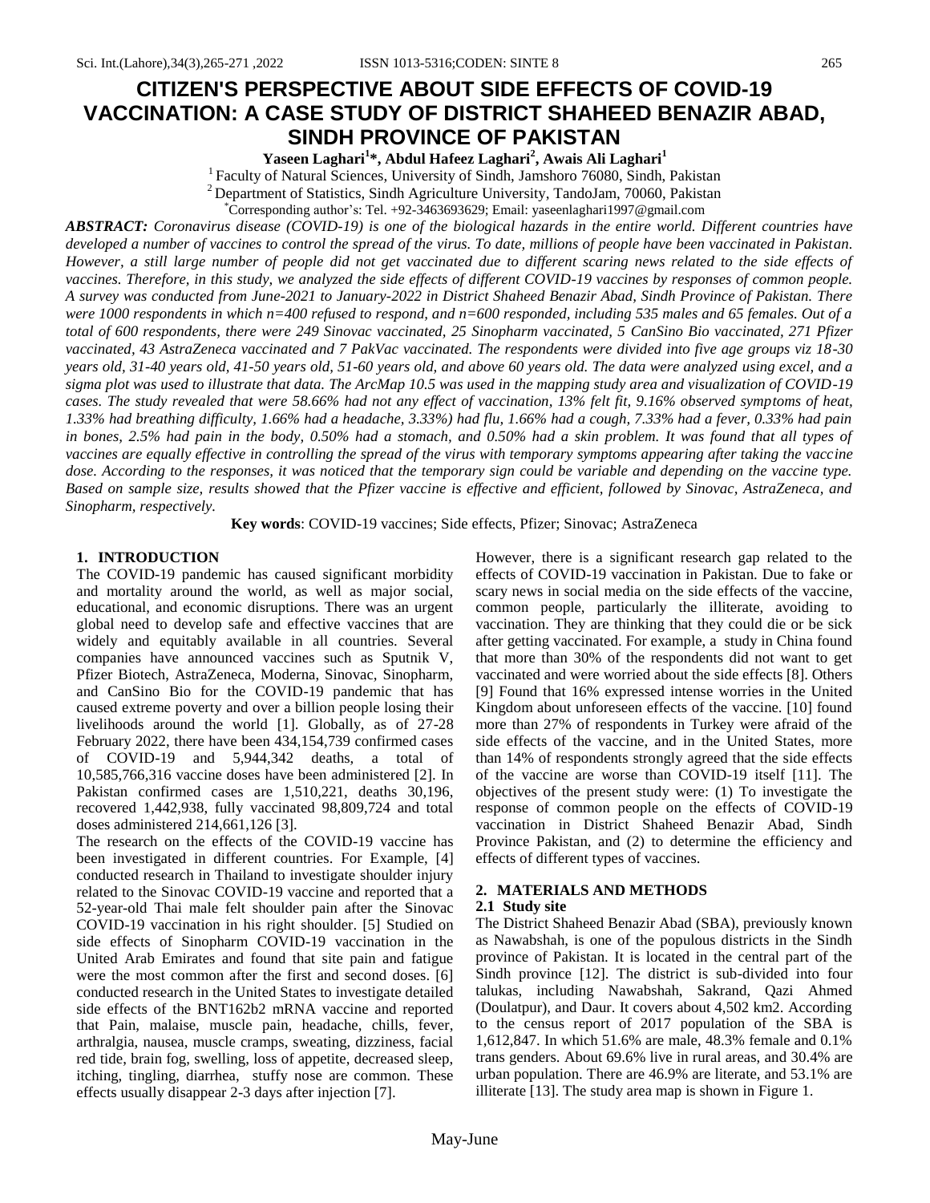# CITIZEN'S PERSPECTIVE ABOUT SIDE EFFECTS OF COVID-19 VACCINATION: A CASE STUDY OF DISTRICT SHAHEED BENAZIR ABAD, SINDH PROVINCE OF PAKISTAN

**Yaseen Laghari[1]*, Abdul Hafeez Laghari[2], Awais Ali Laghari[1]**

[1] Faculty of Natural Sciences, University of Sindh, Jamshoro 76080, Sindh, Pakistan

[2] Department of Statistics, Sindh Agriculture University, TandoJam, 70060, Pakistan

*Corresponding author's: Tel. +92-3463693629; Email: yaseenlaghari1997@gmail.com

***ABSTRACT:*** *Coronavirus disease (COVID-19) is one of the biological hazards in the entire world. Different countries have developed a number of vaccines to control the spread of the virus. To date, millions of people have been vaccinated in Pakistan. However, a still large number of people did not get vaccinated due to different scaring news related to the side effects of vaccines. Therefore, in this study, we analyzed the side effects of different COVID-19 vaccines by responses of common people. A survey was conducted from June-2021 to January-2022 in District Shaheed Benazir Abad, Sindh Province of Pakistan. There were 1000 respondents in which n=400 refused to respond, and n=600 responded, including 535 males and 65 females. Out of a total of 600 respondents, there were 249 Sinovac vaccinated, 25 Sinopharm vaccinated, 5 CanSino Bio vaccinated, 271 Pfizer vaccinated, 43 AstraZeneca vaccinated and 7 PakVac vaccinated. The respondents were divided into five age groups viz 18-30 years old, 31-40 years old, 41-50 years old, 51-60 years old, and above 60 years old. The data were analyzed using excel, and a sigma plot was used to illustrate that data. The ArcMap 10.5 was used in the mapping study area and visualization of COVID-19 cases. The study revealed that were 58.66% had not any effect of vaccination, 13% felt fit, 9.16% observed symptoms of heat, 1.33% had breathing difficulty, 1.66% had a headache, 3.33%) had flu, 1.66% had a cough, 7.33% had a fever, 0.33% had pain in bones, 2.5% had pain in the body, 0.50% had a stomach, and 0.50% had a skin problem. It was found that all types of vaccines are equally effective in controlling the spread of the virus with temporary symptoms appearing after taking the vaccine dose. According to the responses, it was noticed that the temporary sign could be variable and depending on the vaccine type. Based on sample size, results showed that the Pfizer vaccine is effective and efficient, followed by Sinovac, AstraZeneca, and Sinopharm, respectively.*

**Key words**: COVID-19 vaccines; Side effects, Pfizer; Sinovac; AstraZeneca

## 1. INTRODUCTION

The COVID-19 pandemic has caused significant morbidity and mortality around the world, as well as major social, educational, and economic disruptions. There was an urgent global need to develop safe and effective vaccines that are widely and equitably available in all countries. Several companies have announced vaccines such as Sputnik V, Pfizer Biotech, AstraZeneca, Moderna, Sinovac, Sinopharm, and CanSino Bio for the COVID-19 pandemic that has caused extreme poverty and over a billion people losing their livelihoods around the world [1]. Globally, as of 27-28 February 2022, there have been 434,154,739 confirmed cases of COVID-19 and 5,944,342 deaths, a total of 10,585,766,316 vaccine doses have been administered [2]. In Pakistan confirmed cases are 1,510,221, deaths 30,196, recovered 1,442,938, fully vaccinated 98,809,724 and total doses administered 214,661,126 [3].

The research on the effects of the COVID-19 vaccine has been investigated in different countries. For Example, [4] conducted research in Thailand to investigate shoulder injury related to the Sinovac COVID-19 vaccine and reported that a 52-year-old Thai male felt shoulder pain after the Sinovac COVID-19 vaccination in his right shoulder. [5] Studied on side effects of Sinopharm COVID-19 vaccination in the United Arab Emirates and found that site pain and fatigue were the most common after the first and second doses. [6] conducted research in the United States to investigate detailed side effects of the BNT162b2 mRNA vaccine and reported that Pain, malaise, muscle pain, headache, chills, fever, arthralgia, nausea, muscle cramps, sweating, dizziness, facial red tide, brain fog, swelling, loss of appetite, decreased sleep, itching, tingling, diarrhea, stuffy nose are common. These effects usually disappear 2-3 days after injection [7].

However, there is a significant research gap related to the effects of COVID-19 vaccination in Pakistan. Due to fake or scary news in social media on the side effects of the vaccine, common people, particularly the illiterate, avoiding to vaccination. They are thinking that they could die or be sick after getting vaccinated. For example, a study in China found that more than 30% of the respondents did not want to get vaccinated and were worried about the side effects [8]. Others [9] Found that 16% expressed intense worries in the United Kingdom about unforeseen effects of the vaccine. [10] found more than 27% of respondents in Turkey were afraid of the side effects of the vaccine, and in the United States, more than 14% of respondents strongly agreed that the side effects of the vaccine are worse than COVID-19 itself [11]. The objectives of the present study were: (1) To investigate the response of common people on the effects of COVID-19 vaccination in District Shaheed Benazir Abad, Sindh Province Pakistan, and (2) to determine the efficiency and effects of different types of vaccines.

## 2. MATERIALS AND METHODS

### 2.1 Study site

The District Shaheed Benazir Abad (SBA), previously known as Nawabshah, is one of the populous districts in the Sindh province of Pakistan. It is located in the central part of the Sindh province [12]. The district is sub-divided into four talukas, including Nawabshah, Sakrand, Qazi Ahmed (Doulatpur), and Daur. It covers about 4,502 km2. According to the census report of 2017 population of the SBA is 1,612,847. In which 51.6% are male, 48.3% female and 0.1% trans genders. About 69.6% live in rural areas, and 30.4% are urban population. There are 46.9% are literate, and 53.1% are illiterate [13]. The study area map is shown in Figure 1.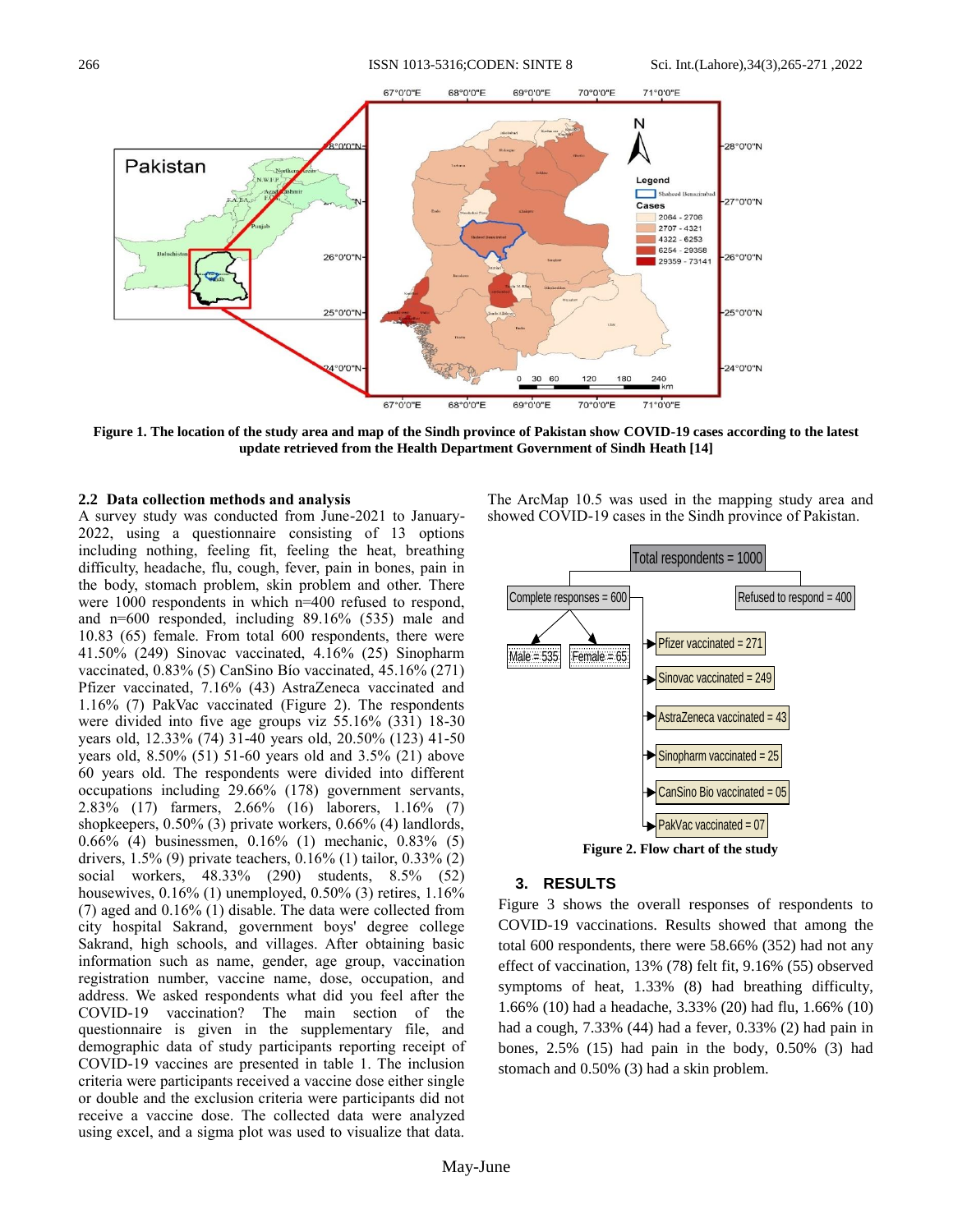Figure 1. The location of the study area and map of the Sindh province of Pakistan show COVID-19 cases according to the latest update retrieved from the Health Department Government of Sindh Heath [14]

### 2.2 Data collection methods and analysis

A survey study was conducted from June-2021 to January-2022, using a questionnaire consisting of 13 options including nothing, feeling fit, feeling the heat, breathing difficulty, headache, flu, cough, fever, pain in bones, pain in the body, stomach problem, skin problem and other. There were 1000 respondents in which n=400 refused to respond, and n=600 responded, including 89.16% (535) male and 10.83 (65) female. From total 600 respondents, there were 41.50% (249) Sinovac vaccinated, 4.16% (25) Sinopharm vaccinated, 0.83% (5) CanSino Bío vaccinated, 45.16% (271) Pfizer vaccinated, 7.16% (43) AstraZeneca vaccinated and 1.16% (7) PakVac vaccinated (Figure 2). The respondents were divided into five age groups viz 55.16% (331) 18-30 years old, 12.33% (74) 31-40 years old, 20.50% (123) 41-50 years old, 8.50% (51) 51-60 years old and 3.5% (21) above 60 years old. The respondents were divided into different occupations including 29.66% (178) government servants, 2.83% (17) farmers, 2.66% (16) laborers, 1.16% (7) shopkeepers, 0.50% (3) private workers, 0.66% (4) landlords, 0.66% (4) businessmen, 0.16% (1) mechanic, 0.83% (5) drivers, 1.5% (9) private teachers, 0.16% (1) tailor, 0.33% (2) social workers, 48.33% (290) students, 8.5% (52) housewives, 0.16% (1) unemployed, 0.50% (3) retires, 1.16% (7) aged and 0.16% (1) disable. The data were collected from city hospital Sakrand, government boys' degree college Sakrand, high schools, and villages. After obtaining basic information such as name, gender, age group, vaccination registration number, vaccine name, dose, occupation, and address. We asked respondents what did you feel after the COVID-19 vaccination? The main section of the questionnaire is given in the supplementary file, and demographic data of study participants reporting receipt of COVID-19 vaccines are presented in table 1. The inclusion criteria were participants received a vaccine dose either single or double and the exclusion criteria were participants did not receive a vaccine dose. The collected data were analyzed using excel, and a sigma plot was used to visualize that data.

The ArcMap 10.5 was used in the mapping study area and showed COVID-19 cases in the Sindh province of Pakistan.

Figure 2. Flow chart of the study

## 3. RESULTS

Figure 3 shows the overall responses of respondents to COVID-19 vaccinations. Results showed that among the total 600 respondents, there were 58.66% (352) had not any effect of vaccination, 13% (78) felt fit, 9.16% (55) observed symptoms of heat, 1.33% (8) had breathing difficulty, 1.66% (10) had a headache, 3.33% (20) had flu, 1.66% (10) had a cough, 7.33% (44) had a fever, 0.33% (2) had pain in bones, 2.5% (15) had pain in the body, 0.50% (3) had stomach and 0.50% (3) had a skin problem.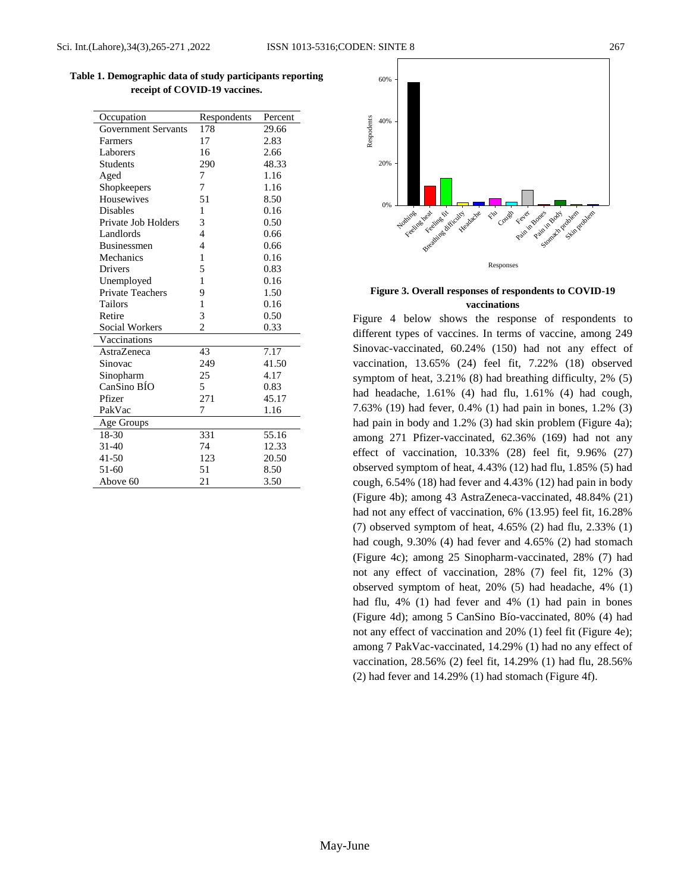**Table 1. Demographic data of study participants reporting receipt of COVID-19 vaccines.**

| Occupation | Respondents | Percent |
|---|---|---|
| Government Servants | 178 | 29.66 |
| Farmers | 17 | 2.83 |
| Laborers | 16 | 2.66 |
| Students | 290 | 48.33 |
| Aged | 7 | 1.16 |
| Shopkeepers | 7 | 1.16 |
| Housewives | 51 | 8.50 |
| Disables | 1 | 0.16 |
| Private Job Holders | 3 | 0.50 |
| Landlords | 4 | 0.66 |
| Businessmen | 4 | 0.66 |
| Mechanics | 1 | 0.16 |
| Drivers | 5 | 0.83 |
| Unemployed | 1 | 0.16 |
| Private Teachers | 9 | 1.50 |
| Tailors | 1 | 0.16 |
| Retire | 3 | 0.50 |
| Social Workers | 2 | 0.33 |
| **Vaccinations** | | |
| AstraZeneca | 43 | 7.17 |
| Sinovac | 249 | 41.50 |
| Sinopharm | 25 | 4.17 |
| CanSino BÍO | 5 | 0.83 |
| Pfizer | 271 | 45.17 |
| PakVac | 7 | 1.16 |
| **Age Groups** | | |
| 18-30 | 331 | 55.16 |
| 31-40 | 74 | 12.33 |
| 41-50 | 123 | 20.50 |
| 51-60 | 51 | 8.50 |
| Above 60 | 21 | 3.50 |

**Figure 3. Overall responses of respondents to COVID-19 vaccinations**

Figure 4 below shows the response of respondents to different types of vaccines. In terms of vaccine, among 249 Sinovac-vaccinated, 60.24% (150) had not any effect of vaccination, 13.65% (24) feel fit, 7.22% (18) observed symptom of heat, 3.21% (8) had breathing difficulty, 2% (5) had headache, 1.61% (4) had flu, 1.61% (4) had cough, 7.63% (19) had fever, 0.4% (1) had pain in bones, 1.2% (3) had pain in body and 1.2% (3) had skin problem (Figure 4a); among 271 Pfizer-vaccinated, 62.36% (169) had not any effect of vaccination, 10.33% (28) feel fit, 9.96% (27) observed symptom of heat, 4.43% (12) had flu, 1.85% (5) had cough, 6.54% (18) had fever and 4.43% (12) had pain in body (Figure 4b); among 43 AstraZeneca-vaccinated, 48.84% (21) had not any effect of vaccination, 6% (13.95) feel fit, 16.28% (7) observed symptom of heat, 4.65% (2) had flu, 2.33% (1) had cough, 9.30% (4) had fever and 4.65% (2) had stomach (Figure 4c); among 25 Sinopharm-vaccinated, 28% (7) had not any effect of vaccination, 28% (7) feel fit, 12% (3) observed symptom of heat, 20% (5) had headache, 4% (1) had flu, 4% (1) had fever and 4% (1) had pain in bones (Figure 4d); among 5 CanSino Bío-vaccinated, 80% (4) had not any effect of vaccination and 20% (1) feel fit (Figure 4e); among 7 PakVac-vaccinated, 14.29% (1) had no any effect of vaccination, 28.56% (2) feel fit, 14.29% (1) had flu, 28.56% (2) had fever and 14.29% (1) had stomach (Figure 4f).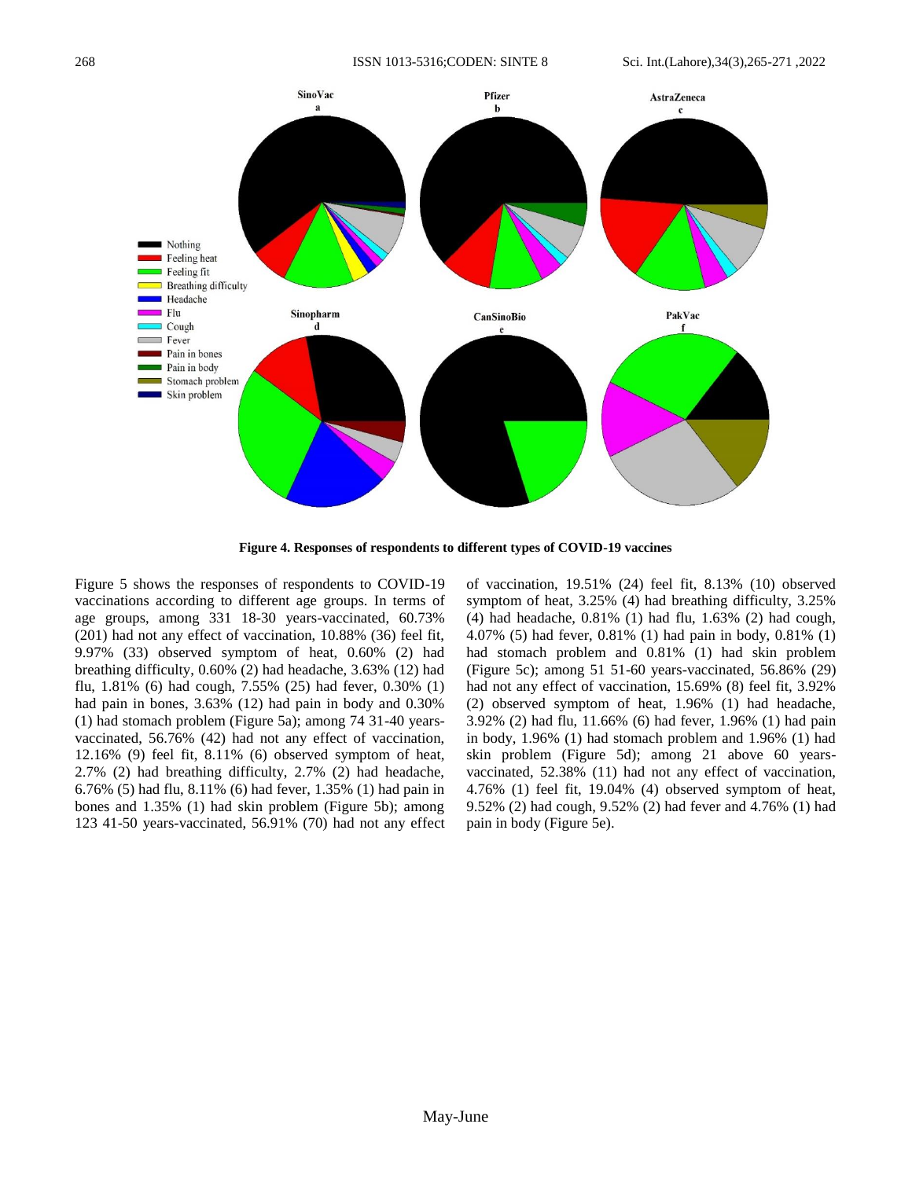**Figure 4. Responses of respondents to different types of COVID-19 vaccines**

Figure 5 shows the responses of respondents to COVID-19 vaccinations according to different age groups. In terms of age groups, among 331 18-30 years-vaccinated, 60.73% (201) had not any effect of vaccination, 10.88% (36) feel fit, 9.97% (33) observed symptom of heat, 0.60% (2) had breathing difficulty, 0.60% (2) had headache, 3.63% (12) had flu, 1.81% (6) had cough, 7.55% (25) had fever, 0.30% (1) had pain in bones, 3.63% (12) had pain in body and 0.30% (1) had stomach problem (Figure 5a); among 74 31-40 years-vaccinated, 56.76% (42) had not any effect of vaccination, 12.16% (9) feel fit, 8.11% (6) observed symptom of heat, 2.7% (2) had breathing difficulty, 2.7% (2) had headache, 6.76% (5) had flu, 8.11% (6) had fever, 1.35% (1) had pain in bones and 1.35% (1) had skin problem (Figure 5b); among 123 41-50 years-vaccinated, 56.91% (70) had not any effect of vaccination, 19.51% (24) feel fit, 8.13% (10) observed symptom of heat, 3.25% (4) had breathing difficulty, 3.25% (4) had headache, 0.81% (1) had flu, 1.63% (2) had cough, 4.07% (5) had fever, 0.81% (1) had pain in body, 0.81% (1) had stomach problem and 0.81% (1) had skin problem (Figure 5c); among 51 51-60 years-vaccinated, 56.86% (29) had not any effect of vaccination, 15.69% (8) feel fit, 3.92% (2) observed symptom of heat, 1.96% (1) had headache, 3.92% (2) had flu, 11.66% (6) had fever, 1.96% (1) had pain in body, 1.96% (1) had stomach problem and 1.96% (1) had skin problem (Figure 5d); among 21 above 60 years-vaccinated, 52.38% (11) had not any effect of vaccination, 4.76% (1) feel fit, 19.04% (4) observed symptom of heat, 9.52% (2) had cough, 9.52% (2) had fever and 4.76% (1) had pain in body (Figure 5e).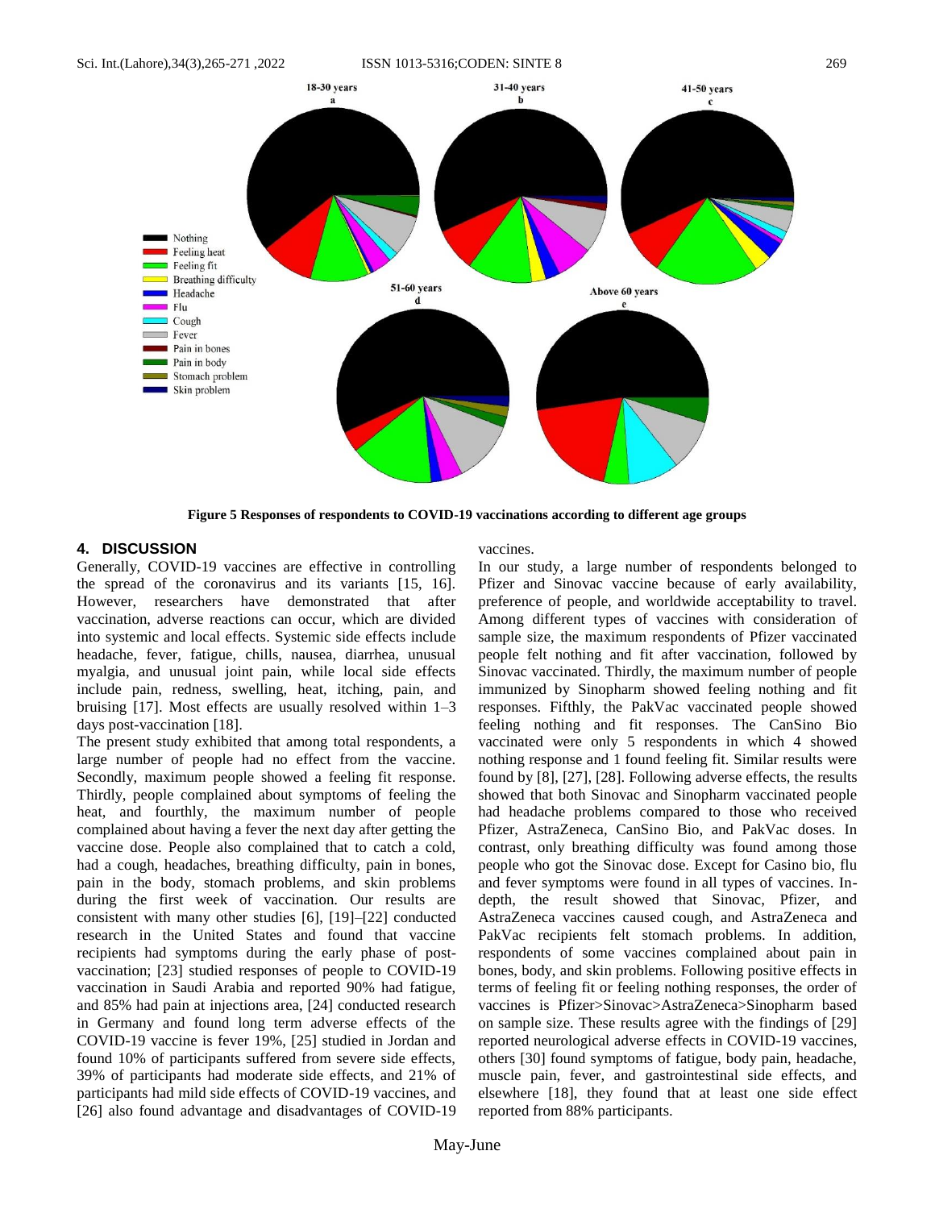Figure 5 Responses of respondents to COVID-19 vaccinations according to different age groups

## 4. DISCUSSION

Generally, COVID-19 vaccines are effective in controlling the spread of the coronavirus and its variants [15, 16]. However, researchers have demonstrated that after vaccination, adverse reactions can occur, which are divided into systemic and local effects. Systemic side effects include headache, fever, fatigue, chills, nausea, diarrhea, unusual myalgia, and unusual joint pain, while local side effects include pain, redness, swelling, heat, itching, pain, and bruising [17]. Most effects are usually resolved within 1–3 days post-vaccination [18].

The present study exhibited that among total respondents, a large number of people had no effect from the vaccine. Secondly, maximum people showed a feeling fit response. Thirdly, people complained about symptoms of feeling the heat, and fourthly, the maximum number of people complained about having a fever the next day after getting the vaccine dose. People also complained that to catch a cold, had a cough, headaches, breathing difficulty, pain in bones, pain in the body, stomach problems, and skin problems during the first week of vaccination. Our results are consistent with many other studies [6], [19]–[22] conducted research in the United States and found that vaccine recipients had symptoms during the early phase of post-vaccination; [23] studied responses of people to COVID-19 vaccination in Saudi Arabia and reported 90% had fatigue, and 85% had pain at injections area, [24] conducted research in Germany and found long term adverse effects of the COVID-19 vaccine is fever 19%, [25] studied in Jordan and found 10% of participants suffered from severe side effects, 39% of participants had moderate side effects, and 21% of participants had mild side effects of COVID-19 vaccines, and [26] also found advantage and disadvantages of COVID-19 vaccines.

In our study, a large number of respondents belonged to Pfizer and Sinovac vaccine because of early availability, preference of people, and worldwide acceptability to travel. Among different types of vaccines with consideration of sample size, the maximum respondents of Pfizer vaccinated people felt nothing and fit after vaccination, followed by Sinovac vaccinated. Thirdly, the maximum number of people immunized by Sinopharm showed feeling nothing and fit responses. Fifthly, the PakVac vaccinated people showed feeling nothing and fit responses. The CanSino Bio vaccinated were only 5 respondents in which 4 showed nothing response and 1 found feeling fit. Similar results were found by [8], [27], [28]. Following adverse effects, the results showed that both Sinovac and Sinopharm vaccinated people had headache problems compared to those who received Pfizer, AstraZeneca, CanSino Bio, and PakVac doses. In contrast, only breathing difficulty was found among those people who got the Sinovac dose. Except for Casino bio, flu and fever symptoms were found in all types of vaccines. In-depth, the result showed that Sinovac, Pfizer, and AstraZeneca vaccines caused cough, and AstraZeneca and PakVac recipients felt stomach problems. In addition, respondents of some vaccines complained about pain in bones, body, and skin problems. Following positive effects in terms of feeling fit or feeling nothing responses, the order of vaccines is Pfizer>Sinovac>AstraZeneca>Sinopharm based on sample size. These results agree with the findings of [29] reported neurological adverse effects in COVID-19 vaccines, others [30] found symptoms of fatigue, body pain, headache, muscle pain, fever, and gastrointestinal side effects, and elsewhere [18], they found that at least one side effect reported from 88% participants.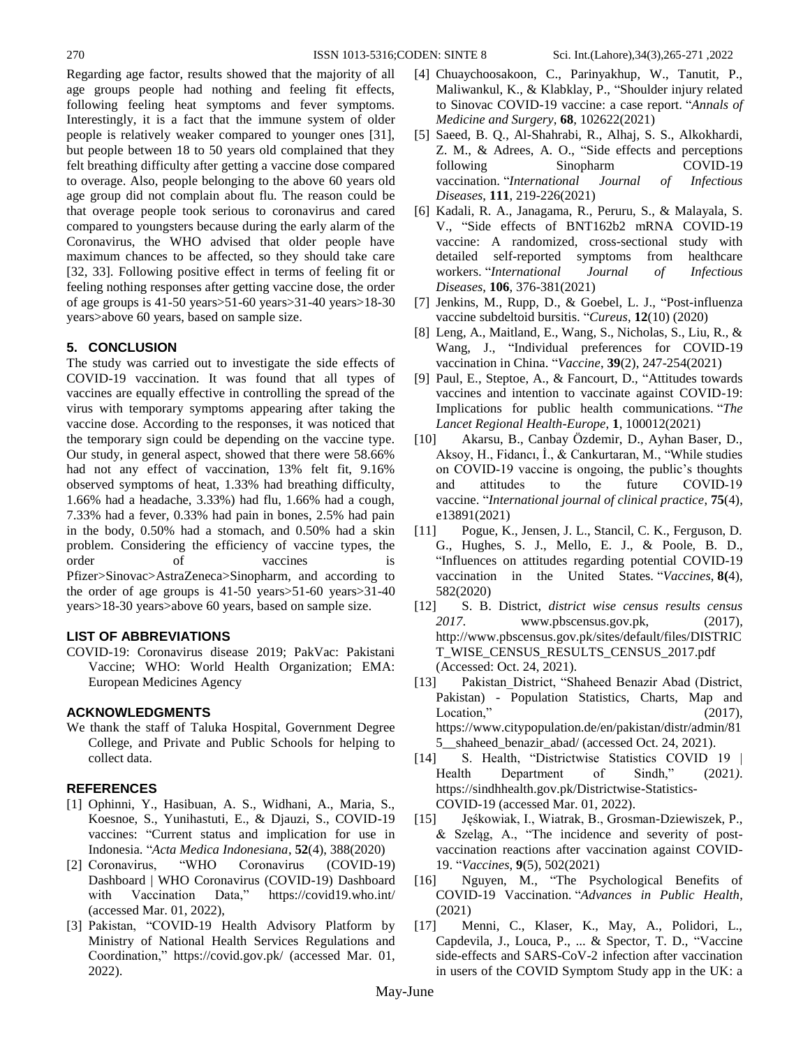Regarding age factor, results showed that the majority of all age groups people had nothing and feeling fit effects, following feeling heat symptoms and fever symptoms. Interestingly, it is a fact that the immune system of older people is relatively weaker compared to younger ones [31], but people between 18 to 50 years old complained that they felt breathing difficulty after getting a vaccine dose compared to overage. Also, people belonging to the above 60 years old age group did not complain about flu. The reason could be that overage people took serious to coronavirus and cared compared to youngsters because during the early alarm of the Coronavirus, the WHO advised that older people have maximum chances to be affected, so they should take care [32, 33]. Following positive effect in terms of feeling fit or feeling nothing responses after getting vaccine dose, the order of age groups is 41-50 years>51-60 years>31-40 years>18-30 years>above 60 years, based on sample size.

## 5. CONCLUSION

The study was carried out to investigate the side effects of COVID-19 vaccination. It was found that all types of vaccines are equally effective in controlling the spread of the virus with temporary symptoms appearing after taking the vaccine dose. According to the responses, it was noticed that the temporary sign could be depending on the vaccine type. Our study, in general aspect, showed that there were 58.66% had not any effect of vaccination, 13% felt fit, 9.16% observed symptoms of heat, 1.33% had breathing difficulty, 1.66% had a headache, 3.33%) had flu, 1.66% had a cough, 7.33% had a fever, 0.33% had pain in bones, 2.5% had pain in the body, 0.50% had a stomach, and 0.50% had a skin problem. Considering the efficiency of vaccine types, the order of vaccines is Pfizer>Sinovac>AstraZeneca>Sinopharm, and according to the order of age groups is 41-50 years>51-60 years>31-40 years>18-30 years>above 60 years, based on sample size.

## LIST OF ABBREVIATIONS

COVID-19: Coronavirus disease 2019; PakVac: Pakistani Vaccine; WHO: World Health Organization; EMA: European Medicines Agency

## ACKNOWLEDGMENTS

We thank the staff of Taluka Hospital, Government Degree College, and Private and Public Schools for helping to collect data.

## REFERENCES

[1] Ophinni, Y., Hasibuan, A. S., Widhani, A., Maria, S., Koesnoe, S., Yunihastuti, E., & Djauzi, S., COVID-19 vaccines: "Current status and implication for use in Indonesia. "*Acta Medica Indonesiana*, **52**(4), 388(2020)

[2] Coronavirus, "WHO Coronavirus (COVID-19) Dashboard | WHO Coronavirus (COVID-19) Dashboard with Vaccination Data," https://covid19.who.int/ (accessed Mar. 01, 2022),

[3] Pakistan, "COVID-19 Health Advisory Platform by Ministry of National Health Services Regulations and Coordination," https://covid.gov.pk/ (accessed Mar. 01, 2022).

[4] Chuaychoosakoon, C., Parinyakhup, W., Tanutit, P., Maliwankul, K., & Klabklay, P., "Shoulder injury related to Sinovac COVID-19 vaccine: a case report. "*Annals of Medicine and Surgery*, **68**, 102622(2021)

[5] Saeed, B. Q., Al-Shahrabi, R., Alhaj, S. S., Alkokhardi, Z. M., & Adrees, A. O., "Side effects and perceptions following Sinopharm COVID-19 vaccination. "*International Journal of Infectious Diseases*, **111**, 219-226(2021)

[6] Kadali, R. A., Janagama, R., Peruru, S., & Malayala, S. V., "Side effects of BNT162b2 mRNA COVID-19 vaccine: A randomized, cross-sectional study with detailed self-reported symptoms from healthcare workers. "*International Journal of Infectious Diseases*, **106**, 376-381(2021)

[7] Jenkins, M., Rupp, D., & Goebel, L. J., "Post-influenza vaccine subdeltoid bursitis. "*Cureus*, **12**(10) (2020)

[8] Leng, A., Maitland, E., Wang, S., Nicholas, S., Liu, R., & Wang, J., "Individual preferences for COVID-19 vaccination in China. "*Vaccine*, **39**(2), 247-254(2021)

[9] Paul, E., Steptoe, A., & Fancourt, D., "Attitudes towards vaccines and intention to vaccinate against COVID-19: Implications for public health communications. "*The Lancet Regional Health-Europe*, **1**, 100012(2021)

[10] Akarsu, B., Canbay Özdemir, D., Ayhan Baser, D., Aksoy, H., Fidancı, İ., & Cankurtaran, M., "While studies on COVID-19 vaccine is ongoing, the public's thoughts and attitudes to the future COVID-19 vaccine. "*International journal of clinical practice*, **75**(4), e13891(2021)

[11] Pogue, K., Jensen, J. L., Stancil, C. K., Ferguson, D. G., Hughes, S. J., Mello, E. J., & Poole, B. D., "Influences on attitudes regarding potential COVID-19 vaccination in the United States. "*Vaccines*, **8(**4), 582(2020)

[12] S. B. District, *district wise census results census 2017*. www.pbscensus.gov.pk, (2017), http://www.pbscensus.gov.pk/sites/default/files/DISTRICT_WISE_CENSUS_RESULTS_CENSUS_2017.pdf (Accessed: Oct. 24, 2021).

[13] Pakistan_District, "Shaheed Benazir Abad (District, Pakistan) - Population Statistics, Charts, Map and Location," (2017), https://www.citypopulation.de/en/pakistan/distr/admin/815__shaheed_benazir_abad/ (accessed Oct. 24, 2021).

[14] S. Health, "Districtwise Statistics COVID 19 | Health Department of Sindh," (2021*)*. https://sindhhealth.gov.pk/Districtwise-Statistics-COVID-19 (accessed Mar. 01, 2022).

[15] Jęśkowiak, I., Wiatrak, B., Grosman-Dziewiszek, P., & Szeląg, A., "The incidence and severity of post-vaccination reactions after vaccination against COVID-19. "*Vaccines*, **9**(5), 502(2021)

[16] Nguyen, M., "The Psychological Benefits of COVID-19 Vaccination. "*Advances in Public Health*, (2021)

[17] Menni, C., Klaser, K., May, A., Polidori, L., Capdevila, J., Louca, P., ... & Spector, T. D., "Vaccine side-effects and SARS-CoV-2 infection after vaccination in users of the COVID Symptom Study app in the UK: a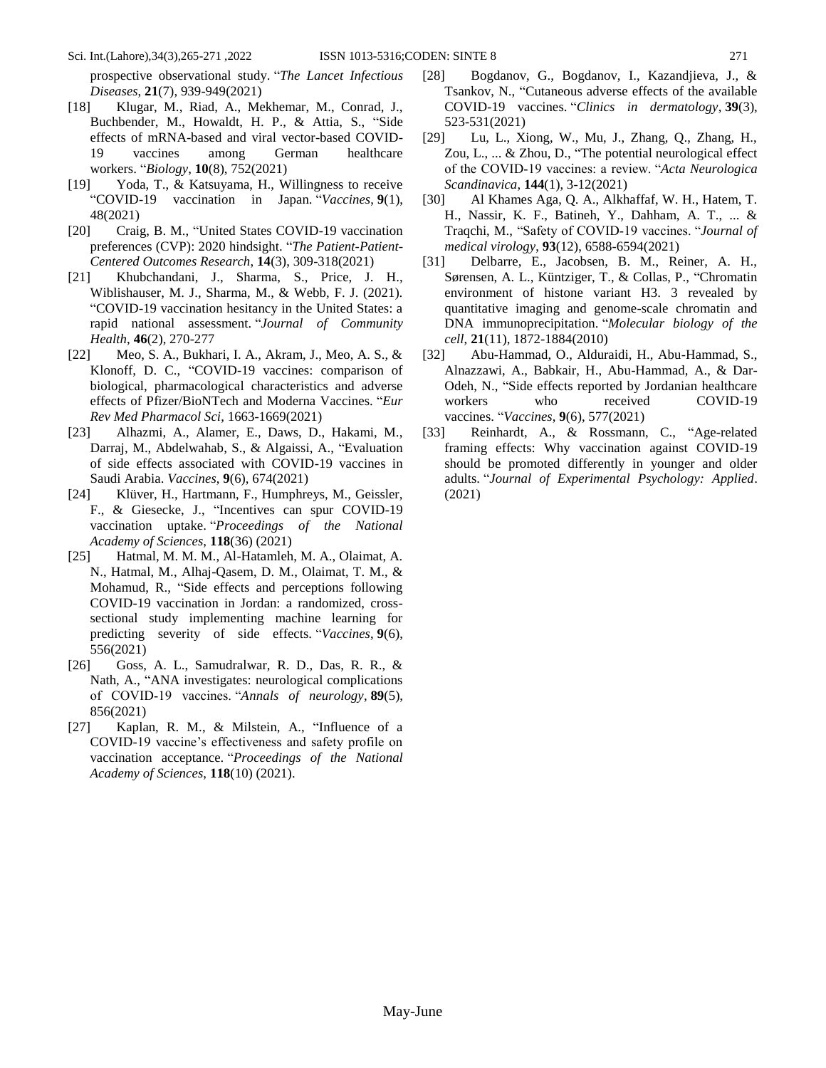prospective observational study. "*The Lancet Infectious Diseases*, **21**(7), 939-949(2021)

[18] Klugar, M., Riad, A., Mekhemar, M., Conrad, J., Buchbender, M., Howaldt, H. P., & Attia, S., "Side effects of mRNA-based and viral vector-based COVID-19 vaccines among German healthcare workers. "*Biology*, **10**(8), 752(2021)

[19] Yoda, T., & Katsuyama, H., Willingness to receive "COVID-19 vaccination in Japan. "*Vaccines*, **9**(1), 48(2021)

[20] Craig, B. M., "United States COVID-19 vaccination preferences (CVP): 2020 hindsight. "*The Patient-Patient-Centered Outcomes Research*, **14**(3), 309-318(2021)

[21] Khubchandani, J., Sharma, S., Price, J. H., Wiblishauser, M. J., Sharma, M., & Webb, F. J. (2021). "COVID-19 vaccination hesitancy in the United States: a rapid national assessment. "*Journal of Community Health*, **46**(2), 270-277

[22] Meo, S. A., Bukhari, I. A., Akram, J., Meo, A. S., & Klonoff, D. C., "COVID-19 vaccines: comparison of biological, pharmacological characteristics and adverse effects of Pfizer/BioNTech and Moderna Vaccines. "*Eur Rev Med Pharmacol Sci*, 1663-1669(2021)

[23] Alhazmi, A., Alamer, E., Daws, D., Hakami, M., Darraj, M., Abdelwahab, S., & Algaissi, A., "Evaluation of side effects associated with COVID-19 vaccines in Saudi Arabia. *Vaccines*, **9**(6), 674(2021)

[24] Klüver, H., Hartmann, F., Humphreys, M., Geissler, F., & Giesecke, J., "Incentives can spur COVID-19 vaccination uptake. "*Proceedings of the National Academy of Sciences*, **118**(36) (2021)

[25] Hatmal, M. M. M., Al-Hatamleh, M. A., Olaimat, A. N., Hatmal, M., Alhaj-Qasem, D. M., Olaimat, T. M., & Mohamud, R., "Side effects and perceptions following COVID-19 vaccination in Jordan: a randomized, cross-sectional study implementing machine learning for predicting severity of side effects. "*Vaccines*, **9**(6), 556(2021)

[26] Goss, A. L., Samudralwar, R. D., Das, R. R., & Nath, A., "ANA investigates: neurological complications of COVID-19 vaccines. "*Annals of neurology*, **89**(5), 856(2021)

[27] Kaplan, R. M., & Milstein, A., "Influence of a COVID-19 vaccine's effectiveness and safety profile on vaccination acceptance. "*Proceedings of the National Academy of Sciences*, **118**(10) (2021).

[28] Bogdanov, G., Bogdanov, I., Kazandjieva, J., & Tsankov, N., "Cutaneous adverse effects of the available COVID-19 vaccines. "*Clinics in dermatology*, **39**(3), 523-531(2021)

[29] Lu, L., Xiong, W., Mu, J., Zhang, Q., Zhang, H., Zou, L., ... & Zhou, D., "The potential neurological effect of the COVID-19 vaccines: a review. "*Acta Neurologica Scandinavica*, **144**(1), 3-12(2021)

[30] Al Khames Aga, Q. A., Alkhaffaf, W. H., Hatem, T. H., Nassir, K. F., Batineh, Y., Dahham, A. T., ... & Traqchi, M., "Safety of COVID-19 vaccines. "*Journal of medical virology*, **93**(12), 6588-6594(2021)

[31] Delbarre, E., Jacobsen, B. M., Reiner, A. H., Sørensen, A. L., Küntziger, T., & Collas, P., "Chromatin environment of histone variant H3. 3 revealed by quantitative imaging and genome-scale chromatin and DNA immunoprecipitation. "*Molecular biology of the cell*, **21**(11), 1872-1884(2010)

[32] Abu-Hammad, O., Alduraidi, H., Abu-Hammad, S., Alnazzawi, A., Babkair, H., Abu-Hammad, A., & Dar-Odeh, N., "Side effects reported by Jordanian healthcare workers who received COVID-19 vaccines. "*Vaccines*, **9**(6), 577(2021)

[33] Reinhardt, A., & Rossmann, C., "Age-related framing effects: Why vaccination against COVID-19 should be promoted differently in younger and older adults. "*Journal of Experimental Psychology: Applied*. (2021)